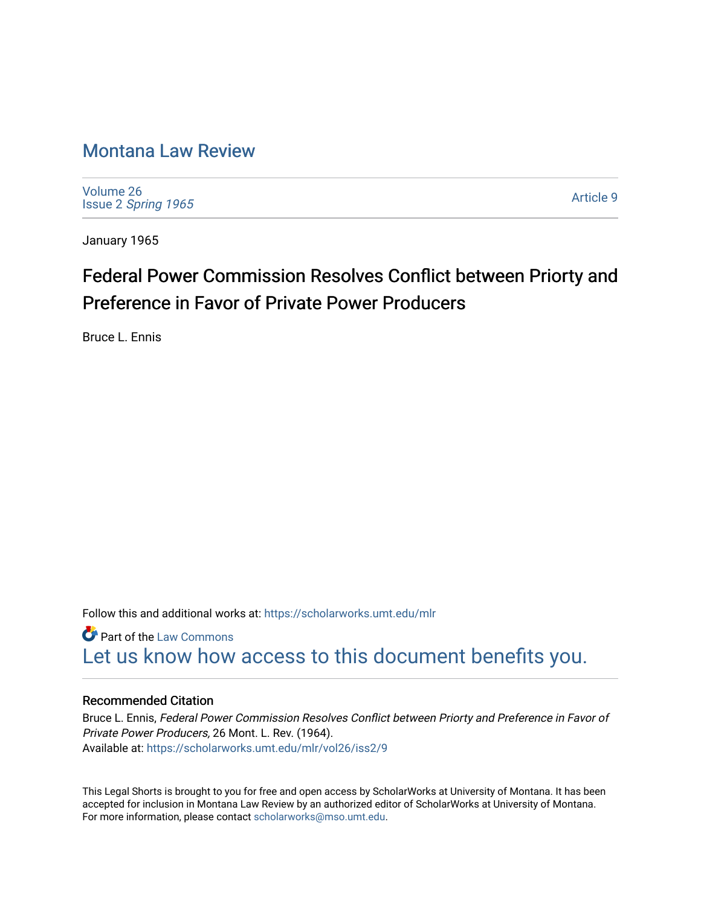# Montana Law Review

Volume 26
Issue 2 *Spring 1965*

Article 9

January 1965

## Federal Power Commission Resolves Conflict between Priorty and Preference in Favor of Private Power Producers

Bruce L. Ennis

Follow this and additional works at: https://scholarworks.umt.edu/mlr

Part of the Law Commons

Let us know how access to this document benefits you.

### Recommended Citation

Bruce L. Ennis, *Federal Power Commission Resolves Conflict between Priorty and Preference in Favor of Private Power Producers,* 26 Mont. L. Rev. (1964).
Available at: https://scholarworks.umt.edu/mlr/vol26/iss2/9

This Legal Shorts is brought to you for free and open access by ScholarWorks at University of Montana. It has been accepted for inclusion in Montana Law Review by an authorized editor of ScholarWorks at University of Montana. For more information, please contact scholarworks@mso.umt.edu.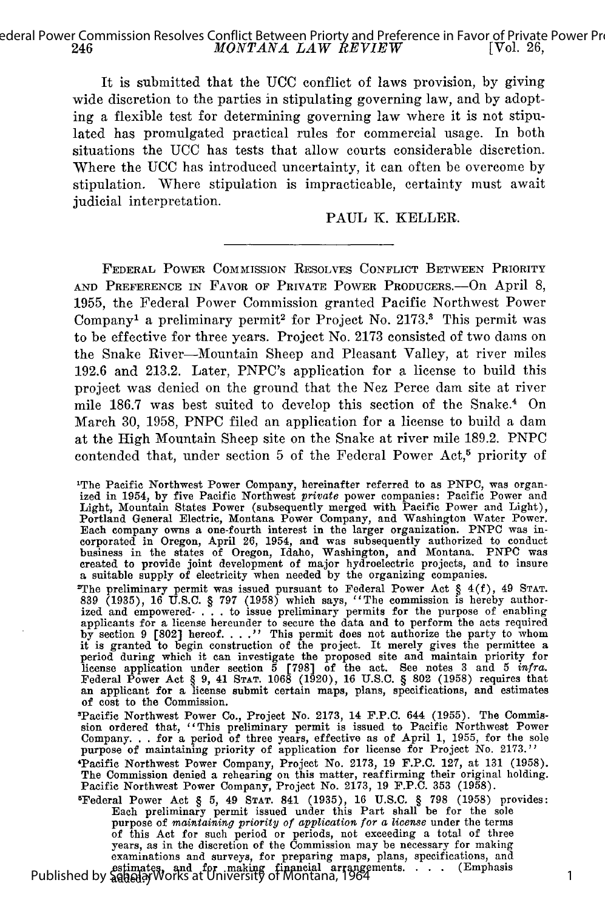It is submitted that the UCC conflict of laws provision, by giving wide discretion to the parties in stipulating governing law, and by adopting a flexible test for determining governing law where it is not stipulated has promulgated practical rules for commercial usage. In both situations the UCC has tests that allow courts considerable discretion. Where the UCC has introduced uncertainty, it can often be overcome by stipulation. Where stipulation is impracticable, certainty must await judicial interpretation.

PAUL K. KELLER.

---

FEDERAL POWER COMMISSION RESOLVES CONFLICT BETWEEN PRIORITY AND PREFERENCE IN FAVOR OF PRIVATE POWER PRODUCERS.—On April 8, 1955, the Federal Power Commission granted Pacific Northwest Power Company[1] a preliminary permit[2] for Project No. 2173.[3] This permit was to be effective for three years. Project No. 2173 consisted of two dams on the Snake River—Mountain Sheep and Pleasant Valley, at river miles 192.6 and 213.2. Later, PNPC's application for a license to build this project was denied on the ground that the Nez Perce dam site at river mile 186.7 was best suited to develop this section of the Snake.[4] On March 30, 1958, PNPC filed an application for a license to build a dam at the High Mountain Sheep site on the Snake at river mile 189.2. PNPC contended that, under section 5 of the Federal Power Act,[5] priority of

[1]The Pacific Northwest Power Company, hereinafter referred to as PNPC, was organized in 1954, by five Pacific Northwest *private* power companies: Pacific Power and Light, Mountain States Power (subsequently merged with Pacific Power and Light), Portland General Electric, Montana Power Company, and Washington Water Power. Each company owns a one-fourth interest in the larger organization. PNPC was incorporated in Oregon, April 26, 1954, and was subsequently authorized to conduct business in the states of Oregon, Idaho, Washington, and Montana. PNPC was created to provide joint development of major hydroelectric projects, and to insure a suitable supply of electricity when needed by the organizing companies.

[2]The preliminary permit was issued pursuant to Federal Power Act § 4(f), 49 STAT. 839 (1935), 16 U.S.C. § 797 (1958) which says, "The commission is hereby authorized and empowered . . . to issue preliminary permits for the purpose of enabling applicants for a license hereunder to secure the data and to perform the acts required by section 9 [802] hereof. . . ." This permit does not authorize the party to whom it is granted to begin construction of the project. It merely gives the permittee a period during which it can investigate the proposed site and maintain priority for license application under section 5 [798] of the act. See notes 3 and 5 *infra*. Federal Power Act § 9, 41 STAT. 1068 (1920), 16 U.S.C. § 802 (1958) requires that an applicant for a license submit certain maps, plans, specifications, and estimates of cost to the Commission.

[3]Pacific Northwest Power Co., Project No. 2173, 14 F.P.C. 644 (1955). The Commission ordered that, "This preliminary permit is issued to Pacific Northwest Power Company. . . for a period of three years, effective as of April 1, 1955, for the sole purpose of maintaining priority of application for license for Project No. 2173."

[4]Pacific Northwest Power Company, Project No. 2173, 19 F.P.C. 127, at 131 (1958). The Commission denied a rehearing on this matter, reaffirming their original holding. Pacific Northwest Power Company, Project No. 2173, 19 F.P.C. 353 (1958).

[5]Federal Power Act § 5, 49 STAT. 841 (1935), 16 U.S.C. § 798 (1958) provides:

> Each preliminary permit issued under this Part shall be for the sole purpose of *maintaining priority of application for a license* under the terms of this Act for such period or periods, not exceeding a total of three years, as in the discretion of the Commission may be necessary for making examinations and surveys, for preparing maps, plans, specifications, and estimates, and for making financial arrangements. . . . (Emphasis added.)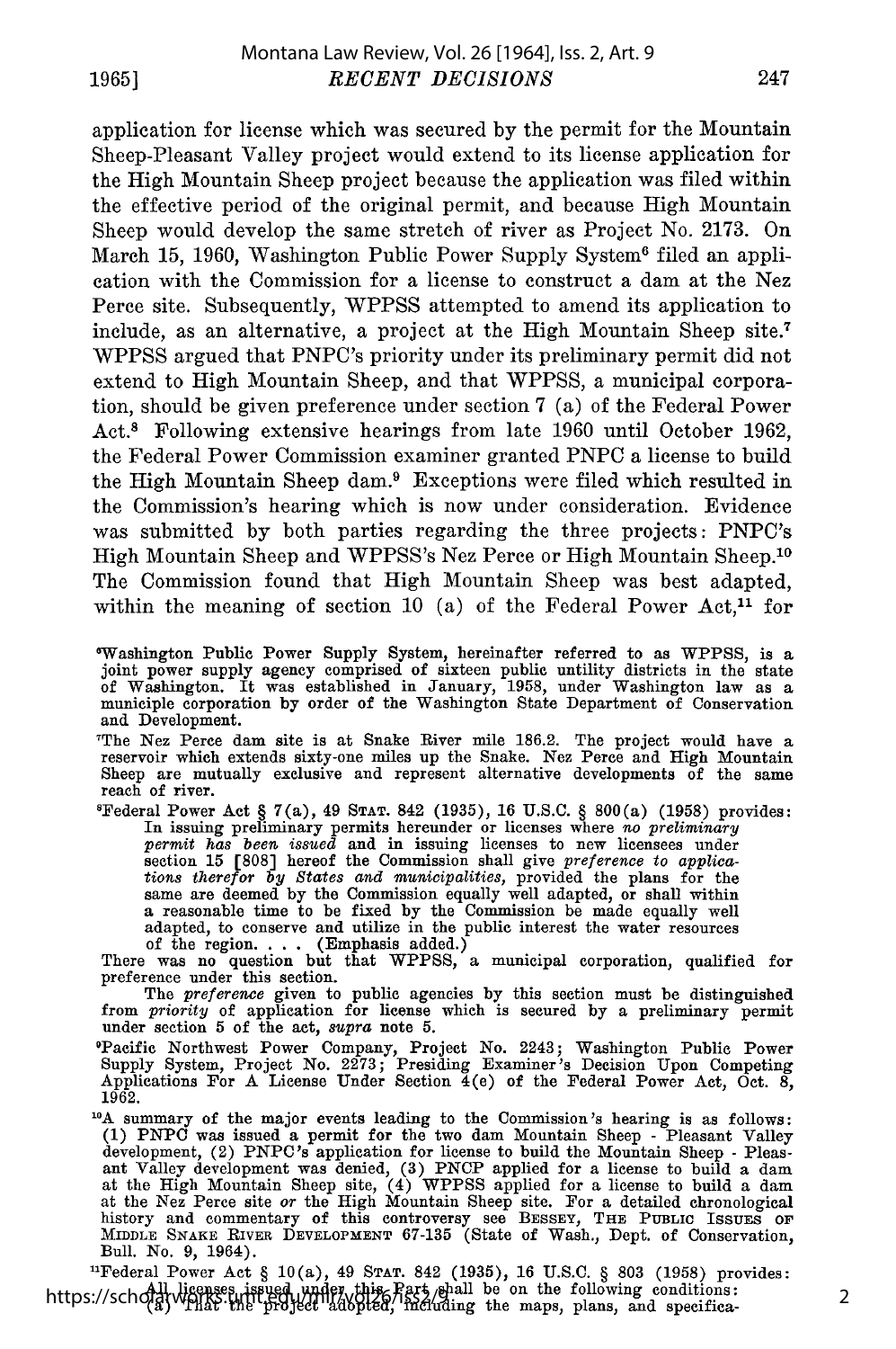application for license which was secured by the permit for the Mountain Sheep-Pleasant Valley project would extend to its license application for the High Mountain Sheep project because the application was filed within the effective period of the original permit, and because High Mountain Sheep would develop the same stretch of river as Project No. 2173. On March 15, 1960, Washington Public Power Supply System[6] filed an application with the Commission for a license to construct a dam at the Nez Perce site. Subsequently, WPPSS attempted to amend its application to include, as an alternative, a project at the High Mountain Sheep site.[7] WPPSS argued that PNPC's priority under its preliminary permit did not extend to High Mountain Sheep, and that WPPSS, a municipal corporation, should be given preference under section 7 (a) of the Federal Power Act.[8] Following extensive hearings from late 1960 until October 1962, the Federal Power Commission examiner granted PNPC a license to build the High Mountain Sheep dam.[9] Exceptions were filed which resulted in the Commission's hearing which is now under consideration. Evidence was submitted by both parties regarding the three projects: PNPC's High Mountain Sheep and WPPSS's Nez Perce or High Mountain Sheep.[10] The Commission found that High Mountain Sheep was best adapted, within the meaning of section 10 (a) of the Federal Power Act,[11] for

[6]Washington Public Power Supply System, hereinafter referred to as WPPSS, is a joint power supply agency comprised of sixteen public untility districts in the state of Washington. It was established in January, 1958, under Washington law as a municiple corporation by order of the Washington State Department of Conservation and Development.

[7]The Nez Perce dam site is at Snake River mile 186.2. The project would have a reservoir which extends sixty-one miles up the Snake. Nez Perce and High Mountain Sheep are mutually exclusive and represent alternative developments of the same reach of river.

[8]Federal Power Act § 7(a), 49 STAT. 842 (1935), 16 U.S.C. § 800(a) (1958) provides:

> In issuing preliminary permits hereunder or licenses where *no preliminary permit has been issued* and in issuing licenses to new licensees under section 15 [808] hereof the Commission shall give *preference to applications therefor by States and municipalities*, provided the plans for the same are deemed by the Commission equally well adapted, or shall within a reasonable time to be fixed by the Commission be made equally well adapted, to conserve and utilize in the public interest the water resources of the region. . . . (Emphasis added.)

There was no question but that WPPSS, a municipal corporation, qualified for preference under this section.

The *preference* given to public agencies by this section must be distinguished from *priority* of application for license which is secured by a preliminary permit under section 5 of the act, *supra* note 5.

[9]Pacific Northwest Power Company, Project No. 2243; Washington Public Power Supply System, Project No. 2273; Presiding Examiner's Decision Upon Competing Applications For A License Under Section 4(e) of the Federal Power Act, Oct. 8, 1962.

[10]A summary of the major events leading to the Commission's hearing is as follows: (1) PNPC was issued a permit for the two dam Mountain Sheep - Pleasant Valley development, (2) PNPC's application for license to build the Mountain Sheep - Pleasant Valley development was denied, (3) PNCP applied for a license to build a dam at the High Mountain Sheep site, (4) WPPSS applied for a license to build a dam at the Nez Perce site *or* the High Mountain Sheep site. For a detailed chronological history and commentary of this controversy see BESSEY, THE PUBLIC ISSUES OF MIDDLE SNAKE RIVER DEVELOPMENT 67-135 (State of Wash., Dept. of Conservation, Bull. No. 9, 1964).

[11]Federal Power Act § 10(a), 49 STAT. 842 (1935), 16 U.S.C. § 803 (1958) provides:

> All licenses issued under this Part shall be on the following conditions:
> (a) That the project adopted, including the maps, plans, and specifica-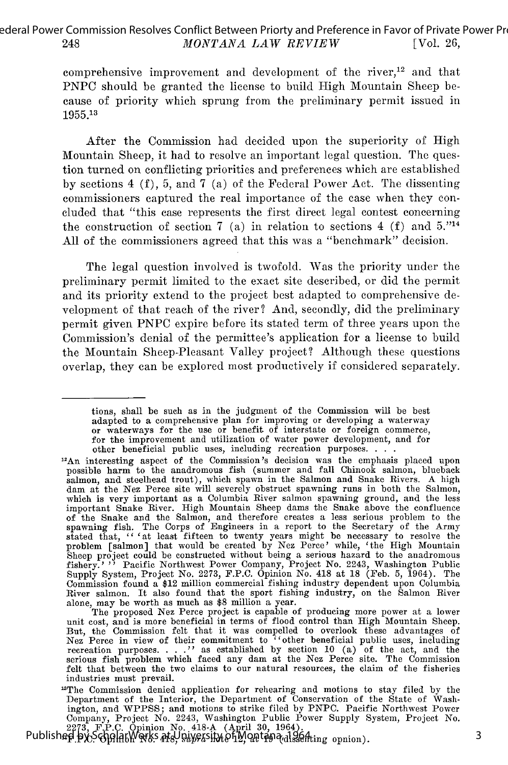comprehensive improvement and development of the river,[12] and that PNPC should be granted the license to build High Mountain Sheep because of priority which sprung from the preliminary permit issued in 1955.[13]

After the Commission had decided upon the superiority of High Mountain Sheep, it had to resolve an important legal question. The question turned on conflicting priorities and preferences which are established by sections 4 (f), 5, and 7 (a) of the Federal Power Act. The dissenting commissioners captured the real importance of the case when they concluded that "this case represents the first direct legal contest concerning the construction of section 7 (a) in relation to sections 4 (f) and 5."[14] All of the commissioners agreed that this was a "benchmark" decision.

The legal question involved is twofold. Was the priority under the preliminary permit limited to the exact site described, or did the permit and its priority extend to the project best adapted to comprehensive development of that reach of the river? And, secondly, did the preliminary permit given PNPC expire before its stated term of three years upon the Commission's denial of the permittee's application for a license to build the Mountain Sheep-Pleasant Valley project? Although these questions overlap, they can be explored most productively if considered separately.

---

tions, shall be such as in the judgment of the Commission will be best adapted to a comprehensive plan for improving or developing a waterway or waterways for the use or benefit of interstate or foreign commerce, for the improvement and utilization of water power development, and for other beneficial public uses, including recreation purposes. . . .

[12]An interesting aspect of the Commission's decision was the emphasis placed upon possible harm to the anadromous fish (summer and fall Chinook salmon, blueback salmon, and steelhead trout), which spawn in the Salmon and Snake Rivers. A high dam at the Nez Perce site will severely obstruct spawning runs in both the Salmon, which is very important as a Columbia River salmon spawning ground, and the less important Snake River. High Mountain Sheep dams the Snake above the confluence of the Snake and the Salmon, and therefore creates a less serious problem to the spawning fish. The Corps of Engineers in a report to the Secretary of the Army stated that, " 'at least fifteen to twenty years might be necessary to resolve the problem [salmon] that would be created by Nez Perce' while, 'the High Mountain Sheep project could be constructed without being a serious hazard to the anadromous fishery.' " Pacific Northwest Power Company, Project No. 2243, Washington Public Supply System, Project No. 2273, F.P.C. Opinion No. 418 at 18 (Feb. 5, 1964). The Commission found a $12 million commercial fishing industry dependent upon Columbia River salmon. It also found that the sport fishing industry, on the Salmon River alone, may be worth as much as $8 million a year.

The proposed Nez Perce project is capable of producing more power at a lower unit cost, and is more beneficial in terms of flood control than High Mountain Sheep. But, the Commission felt that it was compelled to overlook these advantages of Nez Perce in view of their commitment to "other beneficial public uses, including recreation purposes. . . ." as established by section 10 (a) of the act, and the serious fish problem which faced any dam at the Nez Perce site. The Commission felt that between the two claims to our natural resources, the claim of the fisheries industries must prevail.

[13]The Commission denied application for rehearing and motions to stay filed by the Department of the Interior, the Department of Conservation of the State of Washington, and WPPSS; and motions to strike filed by PNPC. Pacific Northwest Power Company, Project No. 2243, Washington Public Power Supply System, Project No. 2273, F.P.C. Opinion No. 418-A (April 30, 1964).

[14]F.P.C. Opinion No. 418, *supra* note 12, at 19 (dissenting opnion).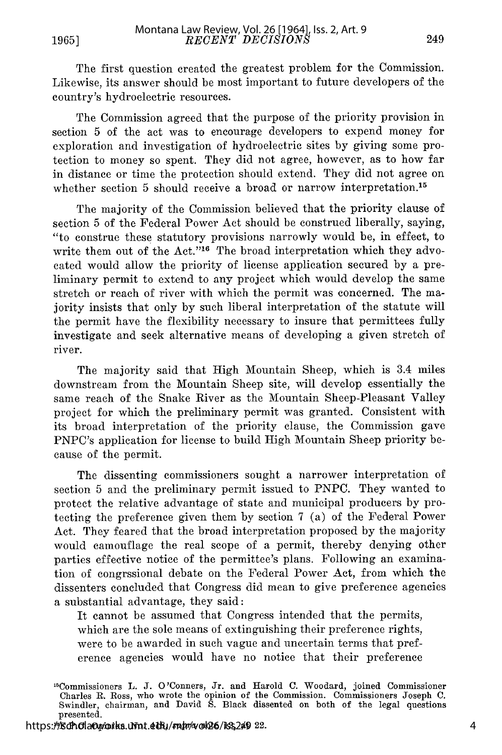The first question created the greatest problem for the Commission. Likewise, its answer should be most important to future developers of the country's hydroelectric resources.

The Commission agreed that the purpose of the priority provision in section 5 of the act was to encourage developers to expend money for exploration and investigation of hydroelectric sites by giving some protection to money so spent. They did not agree, however, as to how far in distance or time the protection should extend. They did not agree on whether section 5 should receive a broad or narrow interpretation.[15]

The majority of the Commission believed that the priority clause of section 5 of the Federal Power Act should be construed liberally, saying, "to construe these statutory provisions narrowly would be, in effect, to write them out of the Act."[16] The broad interpretation which they advocated would allow the priority of license application secured by a preliminary permit to extend to any project which would develop the same stretch or reach of river with which the permit was concerned. The majority insists that only by such liberal interpretation of the statute will the permit have the flexibility necessary to insure that permittees fully investigate and seek alternative means of developing a given stretch of river.

The majority said that High Mountain Sheep, which is 3.4 miles downstream from the Mountain Sheep site, will develop essentially the same reach of the Snake River as the Mountain Sheep-Pleasant Valley project for which the preliminary permit was granted. Consistent with its broad interpretation of the priority clause, the Commission gave PNPC's application for license to build High Mountain Sheep priority because of the permit.

The dissenting commissioners sought a narrower interpretation of section 5 and the preliminary permit issued to PNPC. They wanted to protect the relative advantage of state and municipal producers by protecting the preference given them by section 7 (a) of the Federal Power Act. They feared that the broad interpretation proposed by the majority would camouflage the real scope of a permit, thereby denying other parties effective notice of the permittee's plans. Following an examination of congrssional debate on the Federal Power Act, from which the dissenters concluded that Congress did mean to give preference agencies a substantial advantage, they said:

> It cannot be assumed that Congress intended that the permits, which are the sole means of extinguishing their preference rights, were to be awarded in such vague and uncertain terms that preference agencies would have no notice that their preference

---

[15]Commissioners L. J. O'Conners, Jr. and Harold C. Woodard, joined Commissioner Charles R. Ross, who wrote the opinion of the Commission. Commissioners Joseph C. Swindler, chairman, and David S. Black dissented on both of the legal questions presented.

[16]FPC Opinion No. 418, at 22.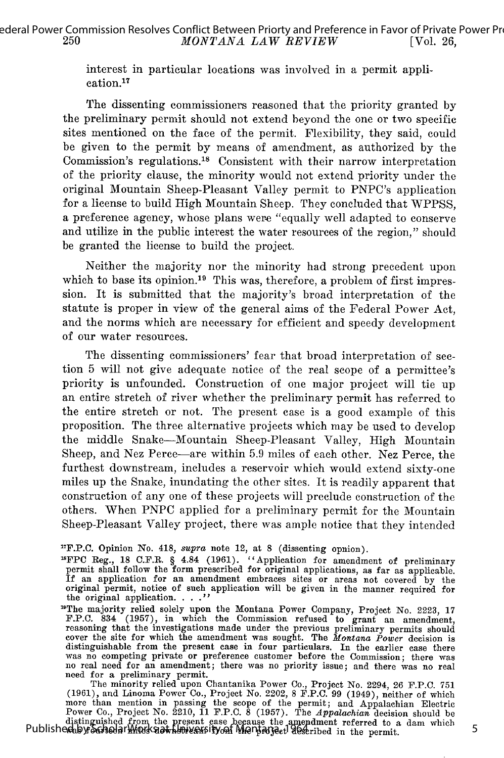interest in particular locations was involved in a permit application.[17]

The dissenting commissioners reasoned that the priority granted by the preliminary permit should not extend beyond the one or two specific sites mentioned on the face of the permit. Flexibility, they said, could be given to the permit by means of amendment, as authorized by the Commission's regulations.[18] Consistent with their narrow interpretation of the priority clause, the minority would not extend priority under the original Mountain Sheep-Pleasant Valley permit to PNPC's application for a license to build High Mountain Sheep. They concluded that WPPSS, a preference agency, whose plans were "equally well adapted to conserve and utilize in the public interest the water resources of the region," should be granted the license to build the project.

Neither the majority nor the minority had strong precedent upon which to base its opinion.[19] This was, therefore, a problem of first impression. It is submitted that the majority's broad interpretation of the statute is proper in view of the general aims of the Federal Power Act, and the norms which are necessary for efficient and speedy development of our water resources.

The dissenting commissioners' fear that broad interpretation of section 5 will not give adequate notice of the real scope of a permittee's priority is unfounded. Construction of one major project will tie up an entire stretch of river whether the preliminary permit has referred to the entire stretch or not. The present case is a good example of this proposition. The three alternative projects which may be used to develop the middle Snake—Mountain Sheep-Pleasant Valley, High Mountain Sheep, and Nez Perce—are within 5.9 miles of each other. Nez Perce, the furthest downstream, includes a reservoir which would extend sixty-one miles up the Snake, inundating the other sites. It is readily apparent that construction of any one of these projects will preclude construction of the others. When PNPC applied for a preliminary permit for the Mountain Sheep-Pleasant Valley project, there was ample notice that they intended

[17]F.P.C. Opinion No. 418, *supra* note 12, at 8 (dissenting opnion).

[18]FPC Reg., 18 C.F.R. § 4.84 (1961). "Application for amendment of preliminary permit shall follow the form prescribed for original applications, as far as applicable. If an application for an amendment embraces sites or areas not covered by the original permit, notice of such application will be given in the manner required for the original application. . . ."

[19]The majority relied solely upon the Montana Power Company, Project No. 2223, 17 F.P.C. 834 (1957), in which the Commission refused to grant an amendment, reasoning that the investigations made under the previous preliminary permits should cover the site for which the amendment was sought. The *Montana Power* decision is distinguishable from the present case in four particulars. In the earlier case there was no competing private or preference customer before the Commission; there was no real need for an amendment; there was no priority issue; and there was no real need for a preliminary permit.

The minority relied upon Chantanika Power Co., Project No. 2294, 26 F.P.C. 751 (1961), and Linoma Power Co., Project No. 2202, 8 F.P.C. 99 (1949), neither of which more than mention in passing the scope of the permit; and Appalachian Electric Power Co., Project No. 2210, 11 F.P.C. 8 (1957). The *Appalachian* decision should be distinguished from the present case because the amendment referred to a dam which was fourteen miles downstream from the project described in the permit.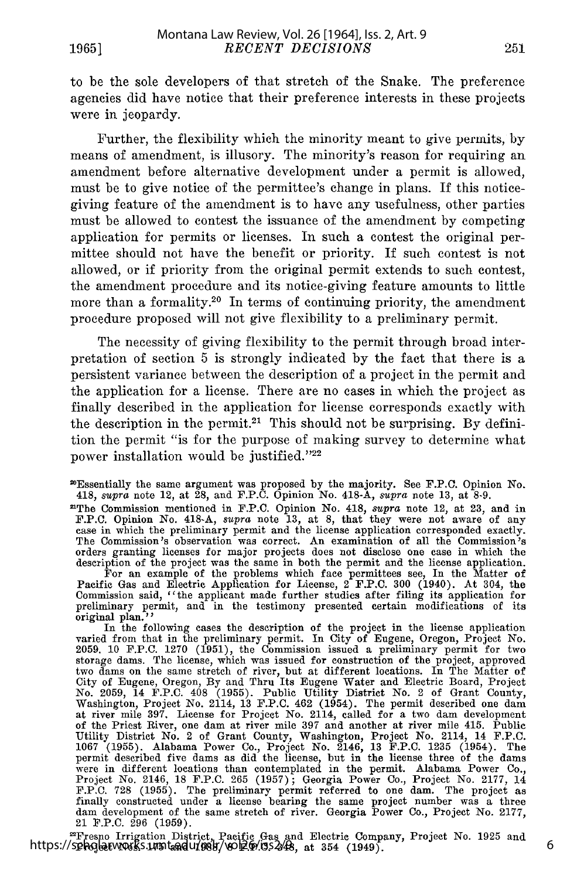to be the sole developers of that stretch of the Snake. The preference agencies did have notice that their preference interests in these projects were in jeopardy.

Further, the flexibility which the minority meant to give permits, by means of amendment, is illusory. The minority's reason for requiring an amendment before alternative development under a permit is allowed, must be to give notice of the permittee's change in plans. If this notice-giving feature of the amendment is to have any usefulness, other parties must be allowed to contest the issuance of the amendment by competing application for permits or licenses. In such a contest the original permittee should not have the benefit or priority. If such contest is not allowed, or if priority from the original permit extends to such contest, the amendment procedure and its notice-giving feature amounts to little more than a formality.[20] In terms of continuing priority, the amendment procedure proposed will not give flexibility to a preliminary permit.

The necessity of giving flexibility to the permit through broad interpretation of section 5 is strongly indicated by the fact that there is a persistent variance between the description of a project in the permit and the application for a license. There are no cases in which the project as finally described in the application for license corresponds exactly with the description in the permit.[21] This should not be surprising. By definition the permit "is for the purpose of making survey to determine what power installation would be justified."[22]

[20]Essentially the same argument was proposed by the majority. See F.P.C. Opinion No. 418, *supra* note 12, at 28, and F.P.C. Opinion No. 418-A, *supra* note 13, at 8-9.

[21]The Commission mentioned in F.P.C. Opinion No. 418, *supra* note 12, at 23, and in F.P.C. Opinion No. 418-A, *supra* note 13, at 8, that they were not aware of any case in which the preliminary permit and the license application corresponded exactly. The Commission's observation was correct. An examination of all the Commission's orders granting licenses for major projects does not disclose one case in which the description of the project was the same in both the permit and the license application.

For an example of the problems which face permittees see, In the Matter of Pacific Gas and Electric Application for License, 2 F.P.C. 300 (1940). At 304, the Commission said, "the applicant made further studies after filing its application for preliminary permit, and in the testimony presented certain modifications of its original plan."

In the following cases the description of the project in the license application varied from that in the preliminary permit. In City of Eugene, Oregon, Project No. 2059. 10 F.P.C. 1270 (1951), the Commission issued a preliminary permit for two storage dams. The license, which was issued for construction of the project, approved two dams on the same stretch of river, but at different locations. In The Matter of City of Eugene, Oregon, By and Thru Its Eugene Water and Electric Board, Project No. 2059, 14 F.P.C. 408 (1955). Public Utility District No. 2 of Grant County, Washington, Project No. 2114, 13 F.P.C. 462 (1954). The permit described one dam at river mile 397. License for Project No. 2114, called for a two dam development of the Priest River, one dam at river mile 397 and another at river mile 415. Public Utility District No. 2 of Grant County, Washington, Project No. 2114, 14 F.P.C. 1067 (1955). Alabama Power Co., Project No. 2146, 13 F.P.C. 1235 (1954). The permit described five dams as did the license, but in the license three of the dams were in different locations than contemplated in the permit. Alabama Power Co., Project No. 2146, 18 F.P.C. 265 (1957); Georgia Power Co., Project No. 2177, 14 F.P.C. 728 (1955). The preliminary permit referred to one dam. The project as finally constructed under a license bearing the same project number was a three dam development of the same stretch of river. Georgia Power Co., Project No. 2177, 21 F.P.C. 296 (1959).

[22]Fresno Irrigation District, Pacific Gas and Electric Company, Project No. 1925 and Project No. 175 and 1988, 8 F.P.C. 348, at 354 (1949).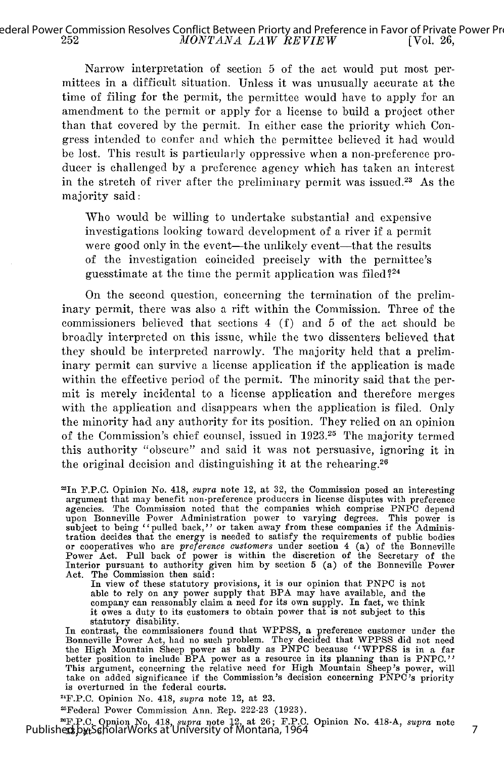Narrow interpretation of section 5 of the act would put most permittees in a difficult situation. Unless it was unusually accurate at the time of filing for the permit, the permittee would have to apply for an amendment to the permit or apply for a license to build a project other than that covered by the permit. In either case the priority which Congress intended to confer and which the permittee believed it had would be lost. This result is particularly oppressive when a non-preference producer is challenged by a preference agency which has taken an interest in the stretch of river after the preliminary permit was issued.[23] As the majority said:

> Who would be willing to undertake substantial and expensive investigations looking toward development of a river if a permit were good only in the event—the unlikely event—that the results of the investigation coincided precisely with the permittee's guesstimate at the time the permit application was filed?[24]

On the second question, concerning the termination of the preliminary permit, there was also a rift within the Commission. Three of the commissioners believed that sections 4 (f) and 5 of the act should be broadly interpreted on this issue, while the two dissenters believed that they should be interpreted narrowly. The majority held that a preliminary permit can survive a license application if the application is made within the effective period of the permit. The minority said that the permit is merely incidental to a license application and therefore merges with the application and disappears when the application is filed. Only the minority had any authority for its position. They relied on an opinion of the Commission's chief counsel, issued in 1923.[25] The majority termed this authority "obscure" and said it was not persuasive, ignoring it in the original decision and distinguishing it at the rehearing.[26]

---

[23]In F.P.C. Opinion No. 418, *supra* note 12, at 32, the Commission posed an interesting argument that may benefit non-preference producers in license disputes with preference agencies. The Commission noted that the companies which comprise PNPC depend upon Bonneville Power Administration power to varying degrees. This power is subject to being "pulled back," or taken away from these companies if the Administration decides that the energy is needed to satisfy the requirements of public bodies or cooperatives who are *preference customers* under section 4 (a) of the Bonneville Power Act. Pull back of power is within the discretion of the Secretary of the Interior pursuant to authority given him by section 5 (a) of the Bonneville Power Act. The Commission then said:

> In view of these statutory provisions, it is our opinion that PNPC is not able to rely on any power supply that BPA may have available, and the company can reasonably claim a need for its own supply. In fact, we think it owes a duty to its customers to obtain power that is not subject to this statutory disability.

In contrast, the commissioners found that WPPSS, a preference customer under the Bonneville Power Act, had no such problem. They decided that WPPSS did not need the High Mountain Sheep power as badly as PNPC because "WPPSS is in a far better position to include BPA power as a resource in its planning than is PNPC." This argument, concerning the relative need for High Mountain Sheep's power, will take on added significance if the Commission's decision concerning PNPC's priority is overturned in the federal courts.

[24]F.P.C. Opinion No. 418, *supra* note 12, at 23.

[25]Federal Power Commission Ann. Rep. 222-23 (1923).

[26]F.P.C. Opinion No. 418, *supra* note 12, at 26; F.P.C. Opinion No. 418-A, *supra* note 13, at 6.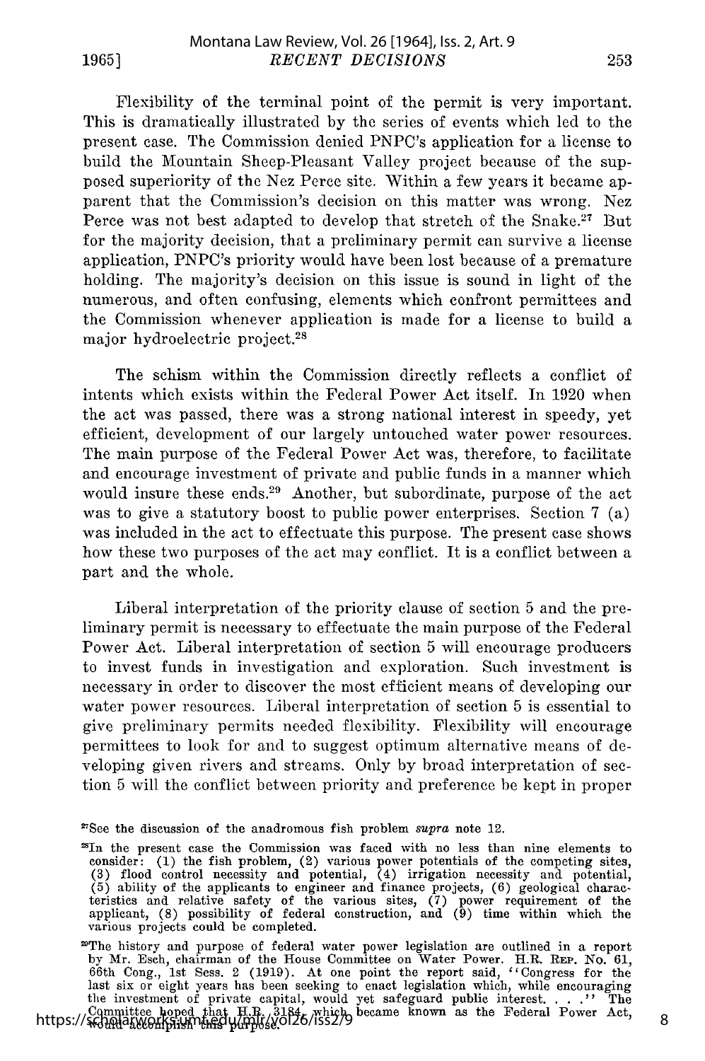Flexibility of the terminal point of the permit is very important. This is dramatically illustrated by the series of events which led to the present case. The Commission denied PNPC's application for a license to build the Mountain Sheep-Pleasant Valley project because of the supposed superiority of the Nez Perce site. Within a few years it became apparent that the Commission's decision on this matter was wrong. Nez Perce was not best adapted to develop that stretch of the Snake.[27] But for the majority decision, that a preliminary permit can survive a license application, PNPC's priority would have been lost because of a premature holding. The majority's decision on this issue is sound in light of the numerous, and often confusing, elements which confront permittees and the Commission whenever application is made for a license to build a major hydroelectric project.[28]

The schism within the Commission directly reflects a conflict of intents which exists within the Federal Power Act itself. In 1920 when the act was passed, there was a strong national interest in speedy, yet efficient, development of our largely untouched water power resources. The main purpose of the Federal Power Act was, therefore, to facilitate and encourage investment of private and public funds in a manner which would insure these ends.[29] Another, but subordinate, purpose of the act was to give a statutory boost to public power enterprises. Section 7 (a) was included in the act to effectuate this purpose. The present case shows how these two purposes of the act may conflict. It is a conflict between a part and the whole.

Liberal interpretation of the priority clause of section 5 and the preliminary permit is necessary to effectuate the main purpose of the Federal Power Act. Liberal interpretation of section 5 will encourage producers to invest funds in investigation and exploration. Such investment is necessary in order to discover the most efficient means of developing our water power resources. Liberal interpretation of section 5 is essential to give preliminary permits needed flexibility. Flexibility will encourage permittees to look for and to suggest optimum alternative means of developing given rivers and streams. Only by broad interpretation of section 5 will the conflict between priority and preference be kept in proper

---

[27]See the discussion of the anadromous fish problem *supra* note 12.

[28]In the present case the Commission was faced with no less than nine elements to consider: (1) the fish problem, (2) various power potentials of the competing sites, (3) flood control necessity and potential, (4) irrigation necessity and potential, (5) ability of the applicants to engineer and finance projects, (6) geological characteristics and relative safety of the various sites, (7) power requirement of the applicant, (8) possibility of federal construction, and (9) time within which the various projects could be completed.

[29]The history and purpose of federal water power legislation are outlined in a report by Mr. Esch, chairman of the House Committee on Water Power. H.R. REP. No. 61, 66th Cong., 1st Sess. 2 (1919). At one point the report said, "Congress for the last six or eight years has been seeking to enact legislation which, while encouraging the investment of private capital, would yet safeguard public interest. . . ." The Committee hoped that H.R. 3184, which became known as the Federal Power Act, would accomplish this purpose.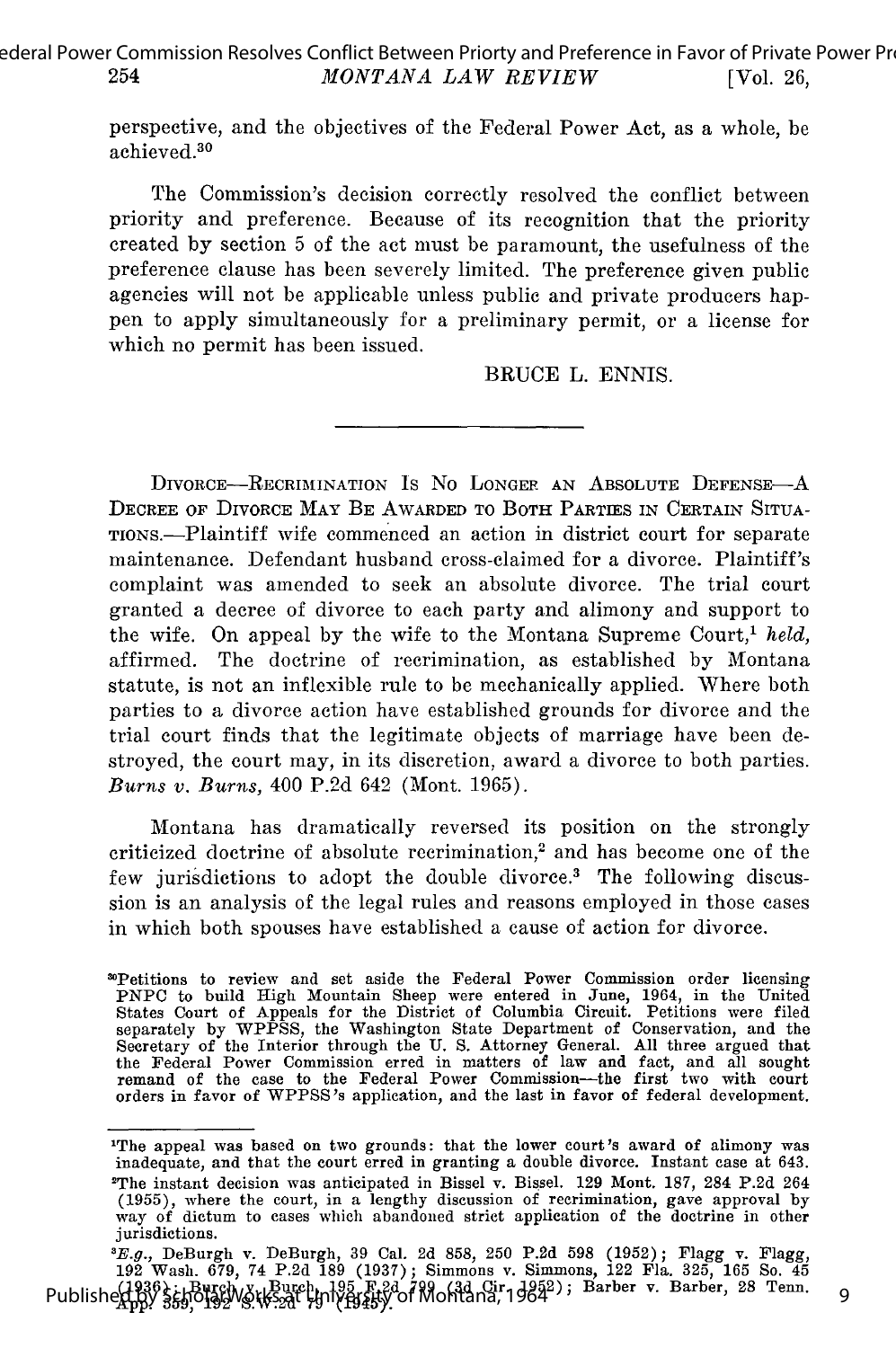perspective, and the objectives of the Federal Power Act, as a whole, be achieved.[30]

The Commission's decision correctly resolved the conflict between priority and preference. Because of its recognition that the priority created by section 5 of the act must be paramount, the usefulness of the preference clause has been severely limited. The preference given public agencies will not be applicable unless public and private producers happen to apply simultaneously for a preliminary permit, or a license for which no permit has been issued.

BRUCE L. ENNIS.

---

DIVORCE—RECRIMINATION IS NO LONGER AN ABSOLUTE DEFENSE—A DECREE OF DIVORCE MAY BE AWARDED TO BOTH PARTIES IN CERTAIN SITUATIONS.—Plaintiff wife commenced an action in district court for separate maintenance. Defendant husband cross-claimed for a divorce. Plaintiff's complaint was amended to seek an absolute divorce. The trial court granted a decree of divorce to each party and alimony and support to the wife. On appeal by the wife to the Montana Supreme Court,[1] *held*, affirmed. The doctrine of recrimination, as established by Montana statute, is not an inflexible rule to be mechanically applied. Where both parties to a divorce action have established grounds for divorce and the trial court finds that the legitimate objects of marriage have been destroyed, the court may, in its discretion, award a divorce to both parties. *Burns v. Burns*, 400 P.2d 642 (Mont. 1965).

Montana has dramatically reversed its position on the strongly criticized doctrine of absolute recrimination,[2] and has become one of the few jurisdictions to adopt the double divorce.[3] The following discussion is an analysis of the legal rules and reasons employed in those cases in which both spouses have established a cause of action for divorce.

[30]Petitions to review and set aside the Federal Power Commission order licensing PNPC to build High Mountain Sheep were entered in June, 1964, in the United States Court of Appeals for the District of Columbia Circuit. Petitions were filed separately by WPPSS, the Washington State Department of Conservation, and the Secretary of the Interior through the U. S. Attorney General. All three argued that the Federal Power Commission erred in matters of law and fact, and all sought remand of the case to the Federal Power Commission—the first two with court orders in favor of WPPSS's application, and the last in favor of federal development.

---

[1]The appeal was based on two grounds: that the lower court's award of alimony was inadequate, and that the court erred in granting a double divorce. Instant case at 643.

[2]The instant decision was anticipated in Bissel v. Bissel. 129 Mont. 187, 284 P.2d 264 (1955), where the court, in a lengthy discussion of recrimination, gave approval by way of dictum to cases which abandoned strict application of the doctrine in other jurisdictions.

[3]*E.g.*, DeBurgh v. DeBurgh, 39 Cal. 2d 858, 250 P.2d 598 (1952); Flagg v. Flagg, 192 Wash. 679, 74 P.2d 189 (1937); Simmons v. Simmons, 122 Fla. 325, 165 So. 45 (1936); Burch v. Burch, 195 F.2d 799 (3d Cir. 1952); Barber v. Barber, 28 Tenn. App. 359, 192 S.W.2d 79 (1945).